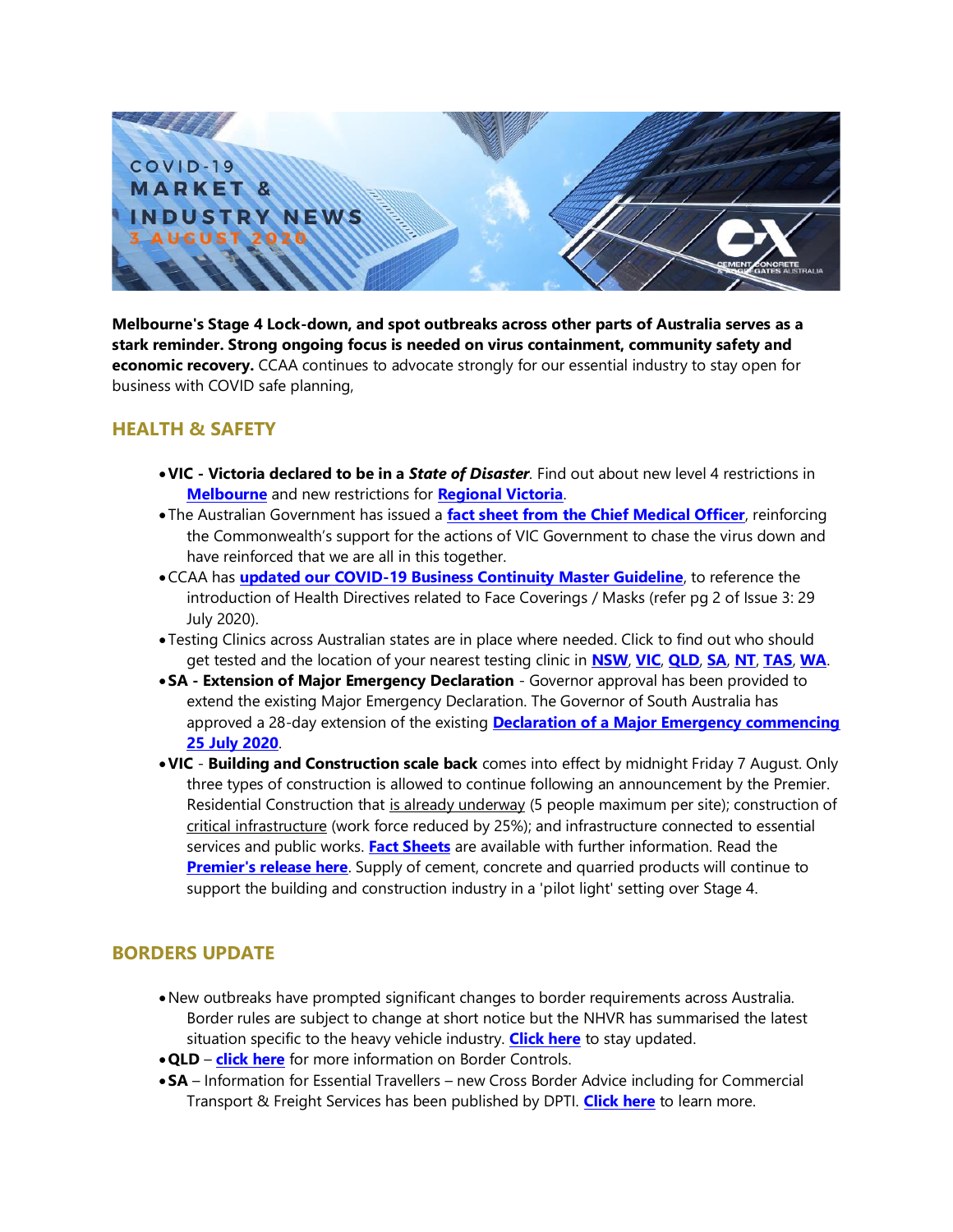# COVID-19 MARKET & INDUSTRY NEWS

3 AUGUST 2020

**Melbourne's Stage 4 Lock-down, and spot outbreaks across other parts of Australia serves as a stark reminder. Strong ongoing focus is needed on virus containment, community safety and economic recovery.** CCAA continues to advocate strongly for our essential industry to stay open for business with COVID safe planning,

## HEALTH & SAFETY

- **VIC - Victoria declared to be in a *State of Disaster*.** Find out about new level 4 restrictions in **Melbourne** and new restrictions for **Regional Victoria**.
- The Australian Government has issued a **fact sheet from the Chief Medical Officer**, reinforcing the Commonwealth's support for the actions of VIC Government to chase the virus down and have reinforced that we are all in this together.
- CCAA has **updated our COVID-19 Business Continuity Master Guideline**, to reference the introduction of Health Directives related to Face Coverings / Masks (refer pg 2 of Issue 3: 29 July 2020).
- Testing Clinics across Australian states are in place where needed. Click to find out who should get tested and the location of your nearest testing clinic in **NSW**, **VIC**, **QLD**, **SA**, **NT**, **TAS**, **WA**.
- **SA - Extension of Major Emergency Declaration** - Governor approval has been provided to extend the existing Major Emergency Declaration. The Governor of South Australia has approved a 28-day extension of the existing **Declaration of a Major Emergency commencing 25 July 2020**.
- **VIC** - **Building and Construction scale back** comes into effect by midnight Friday 7 August. Only three types of construction is allowed to continue following an announcement by the Premier. Residential Construction that is already underway (5 people maximum per site); construction of critical infrastructure (work force reduced by 25%); and infrastructure connected to essential services and public works. **Fact Sheets** are available with further information. Read the **Premier's release here**. Supply of cement, concrete and quarried products will continue to support the building and construction industry in a 'pilot light' setting over Stage 4.

## BORDERS UPDATE

- New outbreaks have prompted significant changes to border requirements across Australia. Border rules are subject to change at short notice but the NHVR has summarised the latest situation specific to the heavy vehicle industry. **Click here** to stay updated.
- **QLD** – **click here** for more information on Border Controls.
- **SA** – Information for Essential Travellers – new Cross Border Advice including for Commercial Transport & Freight Services has been published by DPTI. **Click here** to learn more.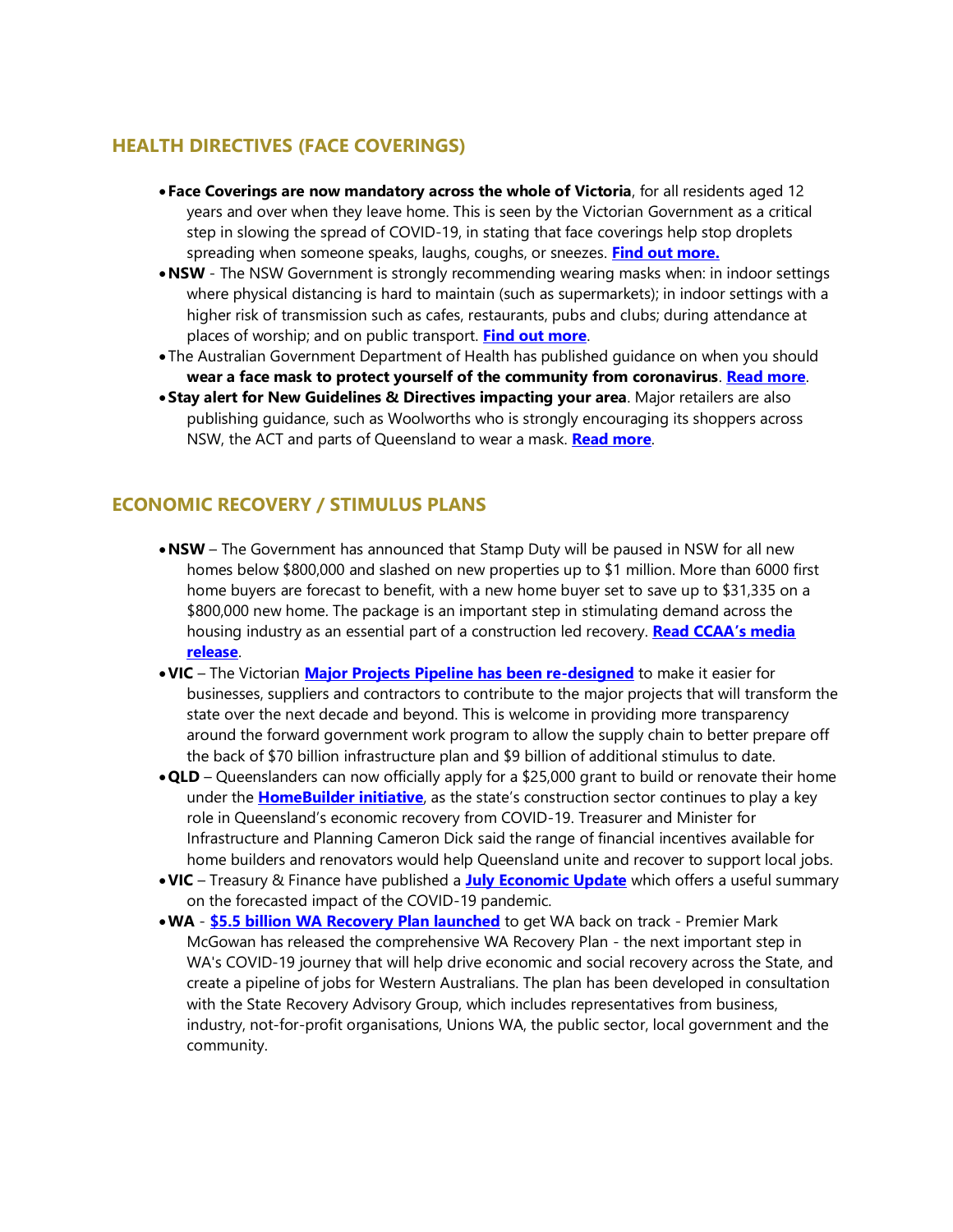## HEALTH DIRECTIVES (FACE COVERINGS)

- **Face Coverings are now mandatory across the whole of Victoria**, for all residents aged 12 years and over when they leave home. This is seen by the Victorian Government as a critical step in slowing the spread of COVID-19, in stating that face coverings help stop droplets spreading when someone speaks, laughs, coughs, or sneezes. **Find out more.**
- **NSW** - The NSW Government is strongly recommending wearing masks when: in indoor settings where physical distancing is hard to maintain (such as supermarkets); in indoor settings with a higher risk of transmission such as cafes, restaurants, pubs and clubs; during attendance at places of worship; and on public transport. **Find out more**.
- The Australian Government Department of Health has published guidance on when you should **wear a face mask to protect yourself of the community from coronavirus**. **Read more**.
- **Stay alert for New Guidelines & Directives impacting your area**. Major retailers are also publishing guidance, such as Woolworths who is strongly encouraging its shoppers across NSW, the ACT and parts of Queensland to wear a mask. **Read more**.

## ECONOMIC RECOVERY / STIMULUS PLANS

- **NSW** – The Government has announced that Stamp Duty will be paused in NSW for all new homes below $800,000 and slashed on new properties up to $1 million. More than 6000 first home buyers are forecast to benefit, with a new home buyer set to save up to $31,335 on a $800,000 new home. The package is an important step in stimulating demand across the housing industry as an essential part of a construction led recovery. **Read CCAA's media release**.
- **VIC** – The Victorian **Major Projects Pipeline has been re-designed** to make it easier for businesses, suppliers and contractors to contribute to the major projects that will transform the state over the next decade and beyond. This is welcome in providing more transparency around the forward government work program to allow the supply chain to better prepare off the back of $70 billion infrastructure plan and $9 billion of additional stimulus to date.
- **QLD** – Queenslanders can now officially apply for a $25,000 grant to build or renovate their home under the **HomeBuilder initiative**, as the state's construction sector continues to play a key role in Queensland's economic recovery from COVID-19. Treasurer and Minister for Infrastructure and Planning Cameron Dick said the range of financial incentives available for home builders and renovators would help Queensland unite and recover to support local jobs.
- **VIC** – Treasury & Finance have published a **July Economic Update** which offers a useful summary on the forecasted impact of the COVID-19 pandemic.
- **WA** - **$5.5 billion WA Recovery Plan launched** to get WA back on track - Premier Mark McGowan has released the comprehensive WA Recovery Plan - the next important step in WA's COVID-19 journey that will help drive economic and social recovery across the State, and create a pipeline of jobs for Western Australians. The plan has been developed in consultation with the State Recovery Advisory Group, which includes representatives from business, industry, not-for-profit organisations, Unions WA, the public sector, local government and the community.